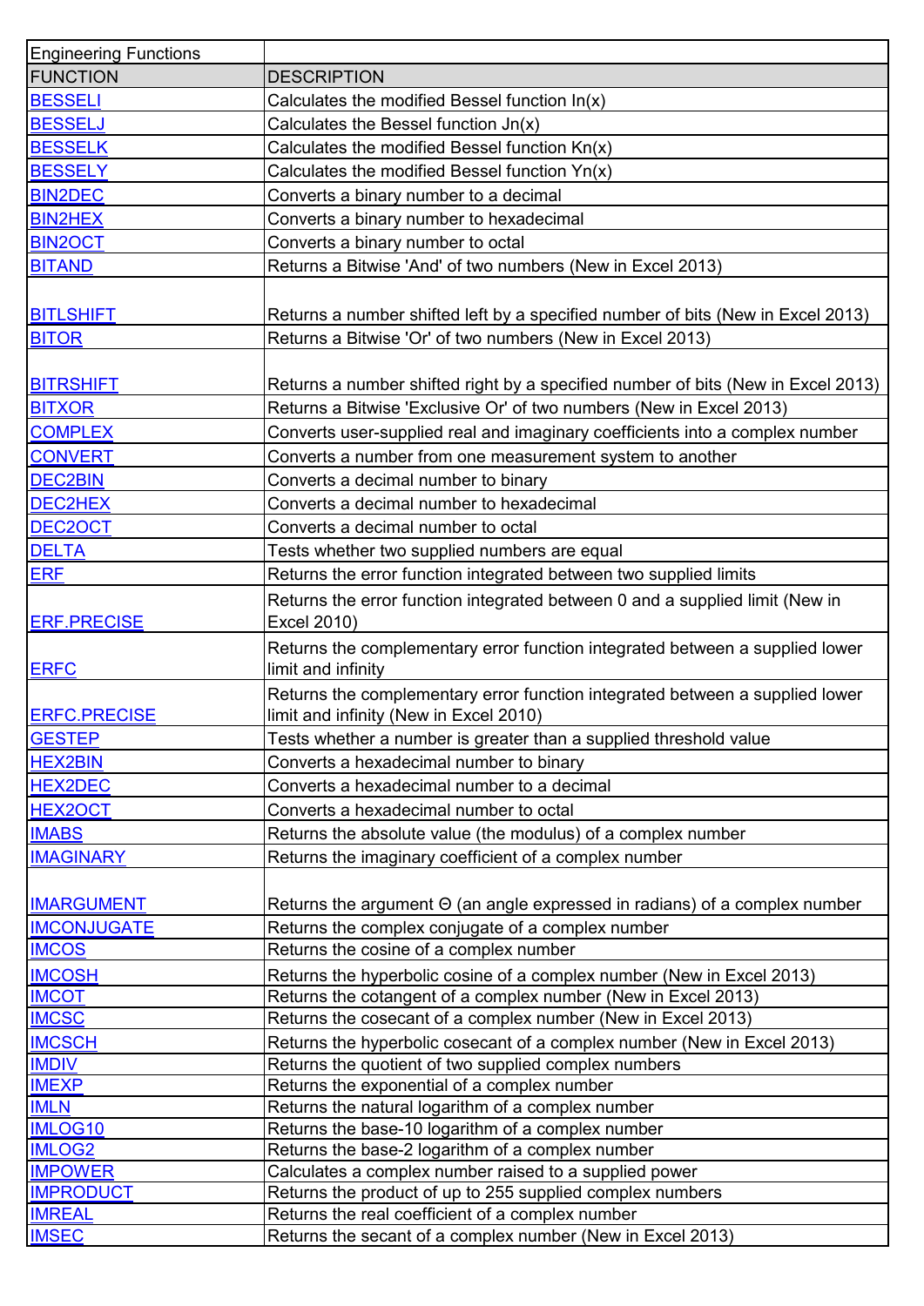| Engineering Functions | |
|---|---|
| FUNCTION | DESCRIPTION |
| BESSELI | Calculates the modified Bessel function In(x) |
| BESSELJ | Calculates the Bessel function Jn(x) |
| BESSELK | Calculates the modified Bessel function Kn(x) |
| BESSELY | Calculates the modified Bessel function Yn(x) |
| BIN2DEC | Converts a binary number to a decimal |
| BIN2HEX | Converts a binary number to hexadecimal |
| BIN2OCT | Converts a binary number to octal |
| BITAND | Returns a Bitwise 'And' of two numbers (New in Excel 2013) |
| BITLSHIFT | Returns a number shifted left by a specified number of bits (New in Excel 2013) |
| BITOR | Returns a Bitwise 'Or' of two numbers (New in Excel 2013) |
| BITRSHIFT | Returns a number shifted right by a specified number of bits (New in Excel 2013) |
| BITXOR | Returns a Bitwise 'Exclusive Or' of two numbers (New in Excel 2013) |
| COMPLEX | Converts user-supplied real and imaginary coefficients into a complex number |
| CONVERT | Converts a number from one measurement system to another |
| DEC2BIN | Converts a decimal number to binary |
| DEC2HEX | Converts a decimal number to hexadecimal |
| DEC2OCT | Converts a decimal number to octal |
| DELTA | Tests whether two supplied numbers are equal |
| ERF | Returns the error function integrated between two supplied limits |
| ERF.PRECISE | Returns the error function integrated between 0 and a supplied limit (New in Excel 2010) |
| ERFC | Returns the complementary error function integrated between a supplied lower limit and infinity |
| ERFC.PRECISE | Returns the complementary error function integrated between a supplied lower limit and infinity (New in Excel 2010) |
| GESTEP | Tests whether a number is greater than a supplied threshold value |
| HEX2BIN | Converts a hexadecimal number to binary |
| HEX2DEC | Converts a hexadecimal number to a decimal |
| HEX2OCT | Converts a hexadecimal number to octal |
| IMABS | Returns the absolute value (the modulus) of a complex number |
| IMAGINARY | Returns the imaginary coefficient of a complex number |
| IMARGUMENT | Returns the argument Θ (an angle expressed in radians) of a complex number |
| IMCONJUGATE | Returns the complex conjugate of a complex number |
| IMCOS | Returns the cosine of a complex number |
| IMCOSH | Returns the hyperbolic cosine of a complex number (New in Excel 2013) |
| IMCOT | Returns the cotangent of a complex number (New in Excel 2013) |
| IMCSC | Returns the cosecant of a complex number (New in Excel 2013) |
| IMCSCH | Returns the hyperbolic cosecant of a complex number (New in Excel 2013) |
| IMDIV | Returns the quotient of two supplied complex numbers |
| IMEXP | Returns the exponential of a complex number |
| IMLN | Returns the natural logarithm of a complex number |
| IMLOG10 | Returns the base-10 logarithm of a complex number |
| IMLOG2 | Returns the base-2 logarithm of a complex number |
| IMPOWER | Calculates a complex number raised to a supplied power |
| IMPRODUCT | Returns the product of up to 255 supplied complex numbers |
| IMREAL | Returns the real coefficient of a complex number |
| IMSEC | Returns the secant of a complex number (New in Excel 2013) |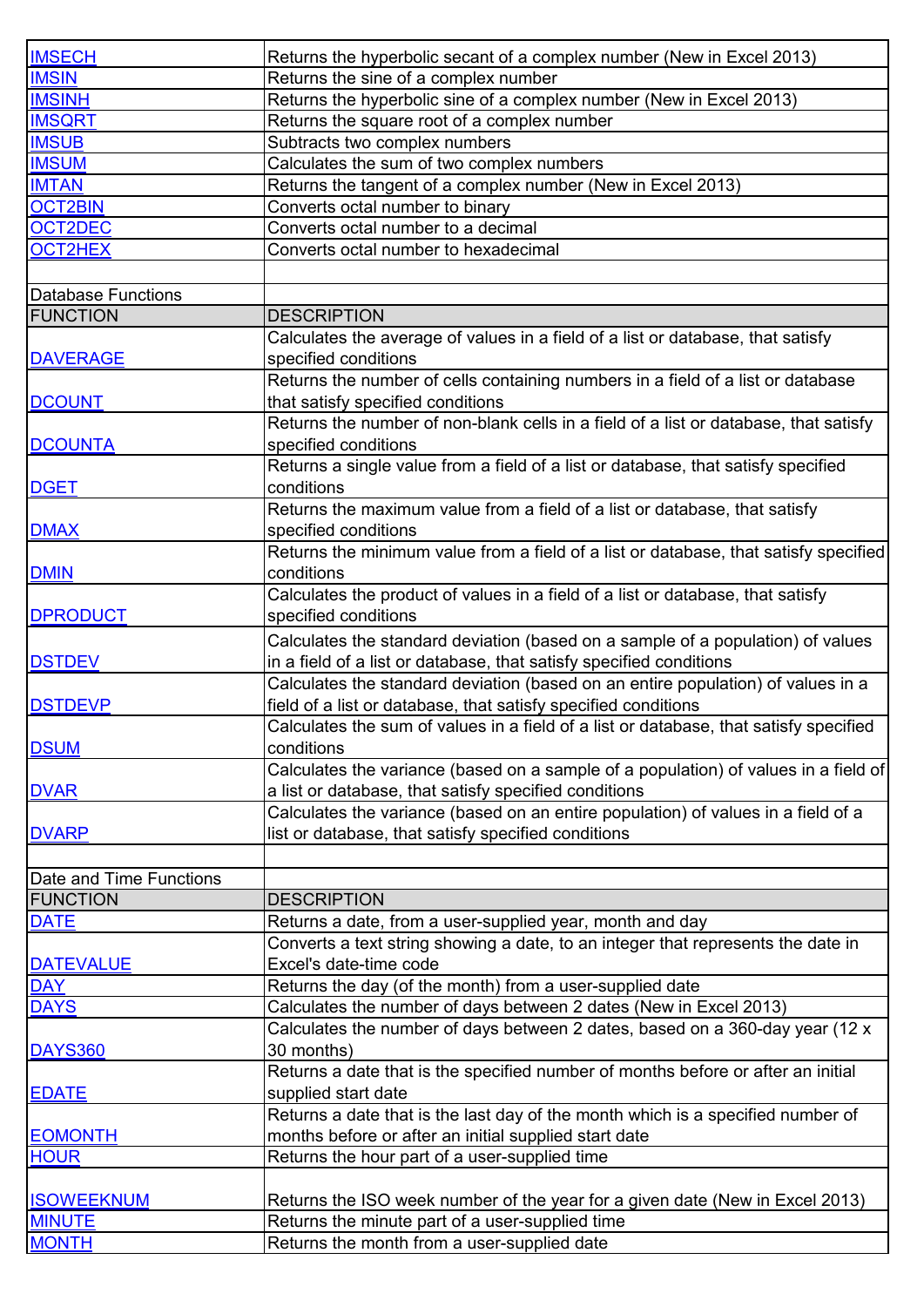| | |
|---|---|
| IMSECH | Returns the hyperbolic secant of a complex number (New in Excel 2013) |
| IMSIN | Returns the sine of a complex number |
| IMSINH | Returns the hyperbolic sine of a complex number (New in Excel 2013) |
| IMSQRT | Returns the square root of a complex number |
| IMSUB | Subtracts two complex numbers |
| IMSUM | Calculates the sum of two complex numbers |
| IMTAN | Returns the tangent of a complex number (New in Excel 2013) |
| OCT2BIN | Converts octal number to binary |
| OCT2DEC | Converts octal number to a decimal |
| OCT2HEX | Converts octal number to hexadecimal |

Database Functions

| FUNCTION | DESCRIPTION |
|---|---|
| DAVERAGE | Calculates the average of values in a field of a list or database, that satisfy specified conditions |
| DCOUNT | Returns the number of cells containing numbers in a field of a list or database that satisfy specified conditions |
| DCOUNTA | Returns the number of non-blank cells in a field of a list or database, that satisfy specified conditions |
| DGET | Returns a single value from a field of a list or database, that satisfy specified conditions |
| DMAX | Returns the maximum value from a field of a list or database, that satisfy specified conditions |
| DMIN | Returns the minimum value from a field of a list or database, that satisfy specified conditions |
| DPRODUCT | Calculates the product of values in a field of a list or database, that satisfy specified conditions |
| DSTDEV | Calculates the standard deviation (based on a sample of a population) of values in a field of a list or database, that satisfy specified conditions |
| DSTDEVP | Calculates the standard deviation (based on an entire population) of values in a field of a list or database, that satisfy specified conditions |
| DSUM | Calculates the sum of values in a field of a list or database, that satisfy specified conditions |
| DVAR | Calculates the variance (based on a sample of a population) of values in a field of a list or database, that satisfy specified conditions |
| DVARP | Calculates the variance (based on an entire population) of values in a field of a list or database, that satisfy specified conditions |

Date and Time Functions

| FUNCTION | DESCRIPTION |
|---|---|
| DATE | Returns a date, from a user-supplied year, month and day |
| DATEVALUE | Converts a text string showing a date, to an integer that represents the date in Excel's date-time code |
| DAY | Returns the day (of the month) from a user-supplied date |
| DAYS | Calculates the number of days between 2 dates (New in Excel 2013) |
| DAYS360 | Calculates the number of days between 2 dates, based on a 360-day year (12 x 30 months) |
| EDATE | Returns a date that is the specified number of months before or after an initial supplied start date |
| EOMONTH | Returns a date that is the last day of the month which is a specified number of months before or after an initial supplied start date |
| HOUR | Returns the hour part of a user-supplied time |
| ISOWEEKNUM | Returns the ISO week number of the year for a given date (New in Excel 2013) |
| MINUTE | Returns the minute part of a user-supplied time |
| MONTH | Returns the month from a user-supplied date |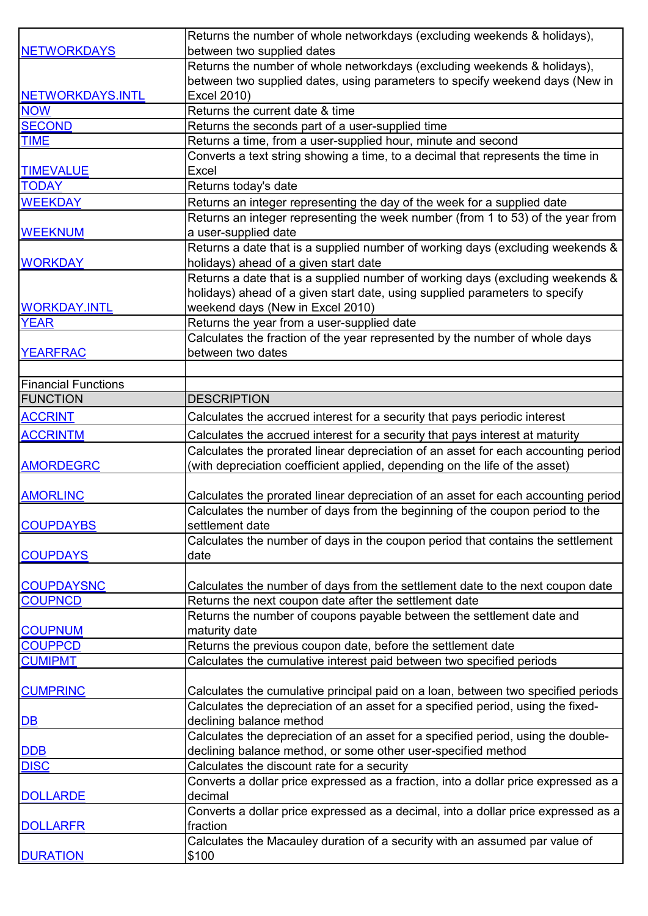| | |
|---|---|
| NETWORKDAYS | Returns the number of whole networkdays (excluding weekends & holidays), between two supplied dates |
| NETWORKDAYS.INTL | Returns the number of whole networkdays (excluding weekends & holidays), between two supplied dates, using parameters to specify weekend days (New in Excel 2010) |
| NOW | Returns the current date & time |
| SECOND | Returns the seconds part of a user-supplied time |
| TIME | Returns a time, from a user-supplied hour, minute and second |
| TIMEVALUE | Converts a text string showing a time, to a decimal that represents the time in Excel |
| TODAY | Returns today's date |
| WEEKDAY | Returns an integer representing the day of the week for a supplied date |
| WEEKNUM | Returns an integer representing the week number (from 1 to 53) of the year from a user-supplied date |
| WORKDAY | Returns a date that is a supplied number of working days (excluding weekends & holidays) ahead of a given start date |
| WORKDAY.INTL | Returns a date that is a supplied number of working days (excluding weekends & holidays) ahead of a given start date, using supplied parameters to specify weekend days (New in Excel 2010) |
| YEAR | Returns the year from a user-supplied date |
| YEARFRAC | Calculates the fraction of the year represented by the number of whole days between two dates |
| | |
| Financial Functions | |
| FUNCTION | DESCRIPTION |
| ACCRINT | Calculates the accrued interest for a security that pays periodic interest |
| ACCRINTM | Calculates the accrued interest for a security that pays interest at maturity |
| AMORDEGRC | Calculates the prorated linear depreciation of an asset for each accounting period (with depreciation coefficient applied, depending on the life of the asset) |
| AMORLINC | Calculates the prorated linear depreciation of an asset for each accounting period |
| COUPDAYBS | Calculates the number of days from the beginning of the coupon period to the settlement date |
| COUPDAYS | Calculates the number of days in the coupon period that contains the settlement date |
| COUPDAYSNC | Calculates the number of days from the settlement date to the next coupon date |
| COUPNCD | Returns the next coupon date after the settlement date |
| COUPNUM | Returns the number of coupons payable between the settlement date and maturity date |
| COUPPCD | Returns the previous coupon date, before the settlement date |
| CUMIPMT | Calculates the cumulative interest paid between two specified periods |
| CUMPRINC | Calculates the cumulative principal paid on a loan, between two specified periods |
| DB | Calculates the depreciation of an asset for a specified period, using the fixed-declining balance method |
| DDB | Calculates the depreciation of an asset for a specified period, using the double-declining balance method, or some other user-specified method |
| DISC | Calculates the discount rate for a security |
| DOLLARDE | Converts a dollar price expressed as a fraction, into a dollar price expressed as a decimal |
| DOLLARFR | Converts a dollar price expressed as a decimal, into a dollar price expressed as a fraction |
| DURATION | Calculates the Macauley duration of a security with an assumed par value of $100 |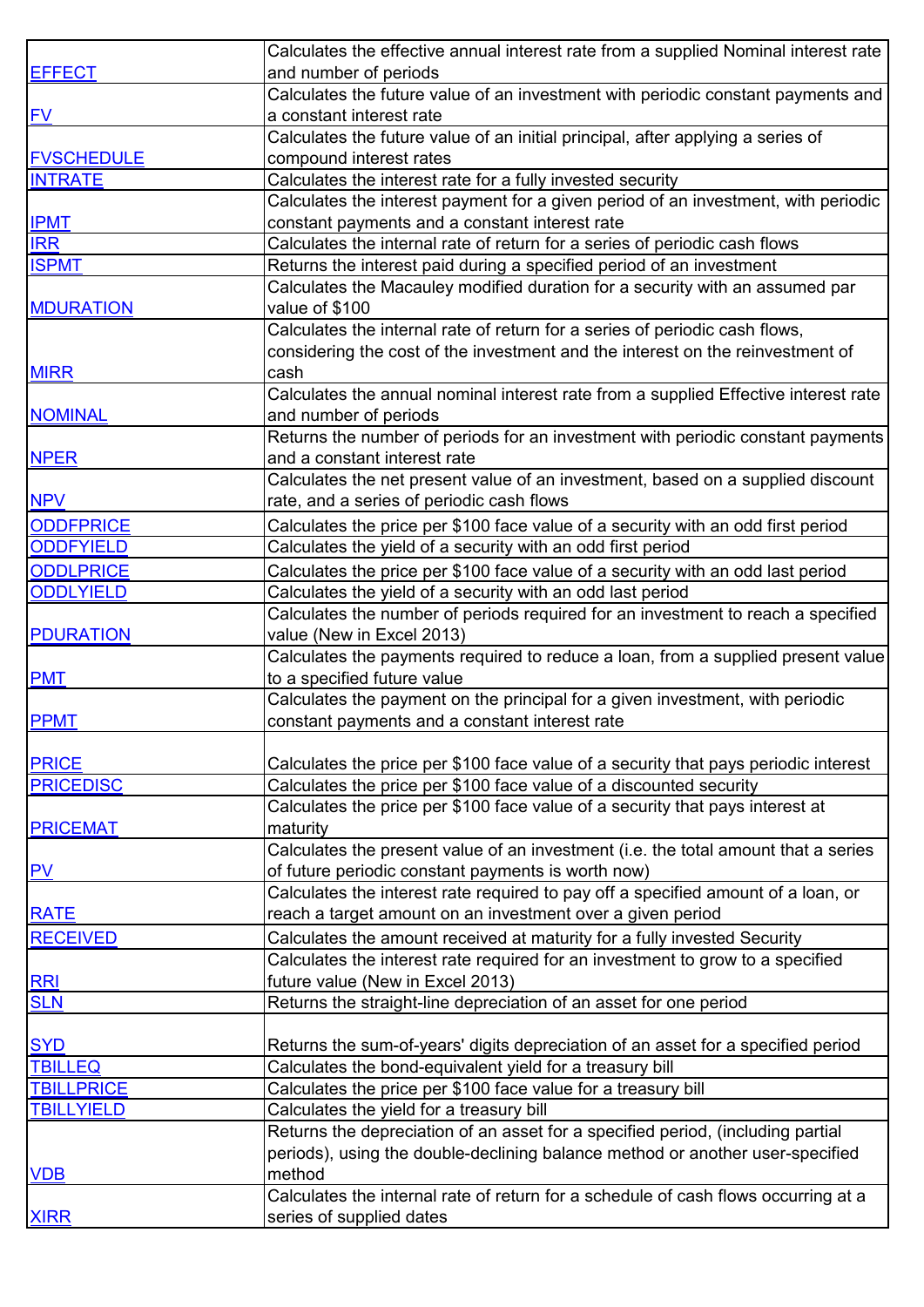| | |
|---|---|
| EFFECT | Calculates the effective annual interest rate from a supplied Nominal interest rate and number of periods |
| FV | Calculates the future value of an investment with periodic constant payments and a constant interest rate |
| FVSCHEDULE | Calculates the future value of an initial principal, after applying a series of compound interest rates |
| INTRATE | Calculates the interest rate for a fully invested security |
| IPMT | Calculates the interest payment for a given period of an investment, with periodic constant payments and a constant interest rate |
| IRR | Calculates the internal rate of return for a series of periodic cash flows |
| ISPMT | Returns the interest paid during a specified period of an investment |
| MDURATION | Calculates the Macauley modified duration for a security with an assumed par value of $100 |
| MIRR | Calculates the internal rate of return for a series of periodic cash flows, considering the cost of the investment and the interest on the reinvestment of cash |
| NOMINAL | Calculates the annual nominal interest rate from a supplied Effective interest rate and number of periods |
| NPER | Returns the number of periods for an investment with periodic constant payments and a constant interest rate |
| NPV | Calculates the net present value of an investment, based on a supplied discount rate, and a series of periodic cash flows |
| ODDFPRICE | Calculates the price per $100 face value of a security with an odd first period |
| ODDFYIELD | Calculates the yield of a security with an odd first period |
| ODDLPRICE | Calculates the price per $100 face value of a security with an odd last period |
| ODDLYIELD | Calculates the yield of a security with an odd last period |
| PDURATION | Calculates the number of periods required for an investment to reach a specified value (New in Excel 2013) |
| PMT | Calculates the payments required to reduce a loan, from a supplied present value to a specified future value |
| PPMT | Calculates the payment on the principal for a given investment, with periodic constant payments and a constant interest rate |
| PRICE | Calculates the price per $100 face value of a security that pays periodic interest |
| PRICEDISC | Calculates the price per $100 face value of a discounted security |
| PRICEMAT | Calculates the price per $100 face value of a security that pays interest at maturity |
| PV | Calculates the present value of an investment (i.e. the total amount that a series of future periodic constant payments is worth now) |
| RATE | Calculates the interest rate required to pay off a specified amount of a loan, or reach a target amount on an investment over a given period |
| RECEIVED | Calculates the amount received at maturity for a fully invested Security |
| RRI | Calculates the interest rate required for an investment to grow to a specified future value (New in Excel 2013) |
| SLN | Returns the straight-line depreciation of an asset for one period |
| SYD | Returns the sum-of-years' digits depreciation of an asset for a specified period |
| TBILLEQ | Calculates the bond-equivalent yield for a treasury bill |
| TBILLPRICE | Calculates the price per $100 face value for a treasury bill |
| TBILLYIELD | Calculates the yield for a treasury bill |
| VDB | Returns the depreciation of an asset for a specified period, (including partial periods), using the double-declining balance method or another user-specified method |
| XIRR | Calculates the internal rate of return for a schedule of cash flows occurring at a series of supplied dates |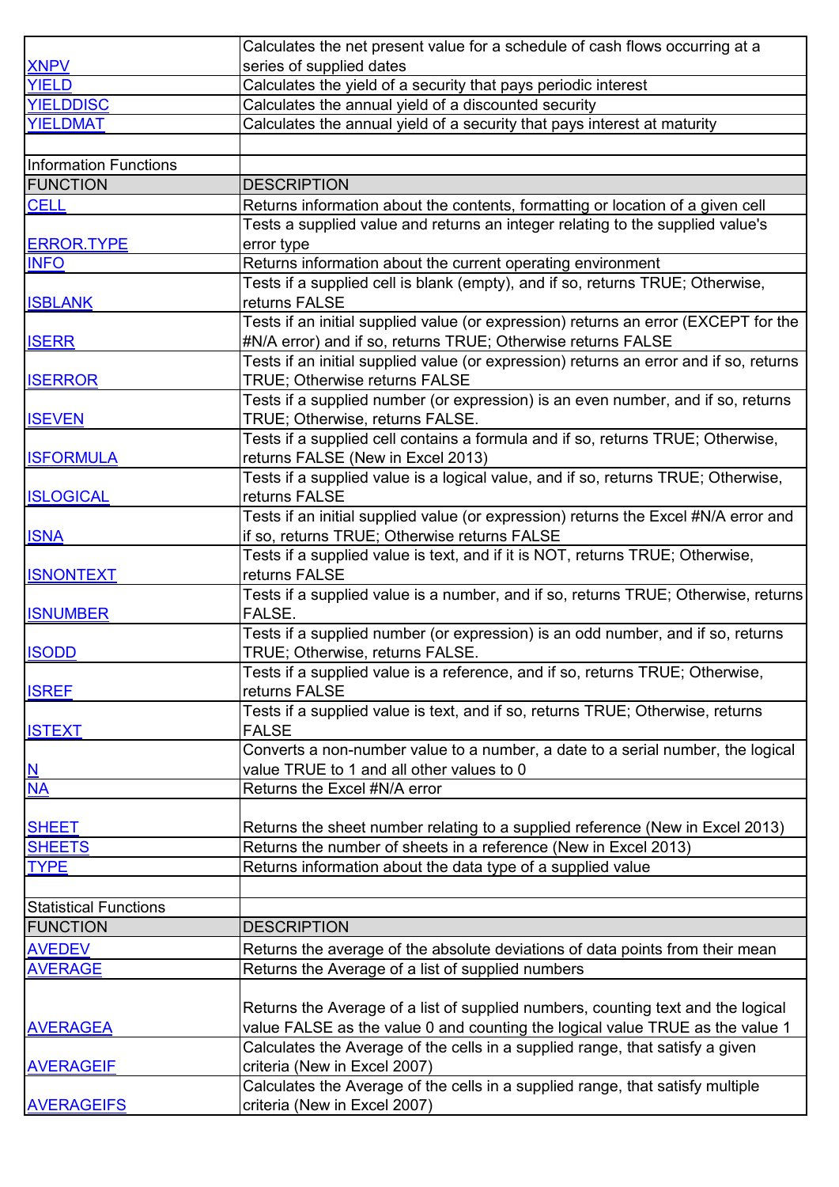| | |
|---|---|
| XNPV | Calculates the net present value for a schedule of cash flows occurring at a series of supplied dates |
| YIELD | Calculates the yield of a security that pays periodic interest |
| YIELDDISC | Calculates the annual yield of a discounted security |
| YIELDMAT | Calculates the annual yield of a security that pays interest at maturity |

Information Functions

| FUNCTION | DESCRIPTION |
|---|---|
| CELL | Returns information about the contents, formatting or location of a given cell |
| ERROR.TYPE | Tests a supplied value and returns an integer relating to the supplied value's error type |
| INFO | Returns information about the current operating environment |
| ISBLANK | Tests if a supplied cell is blank (empty), and if so, returns TRUE; Otherwise, returns FALSE |
| ISERR | Tests if an initial supplied value (or expression) returns an error (EXCEPT for the #N/A error) and if so, returns TRUE; Otherwise returns FALSE |
| ISERROR | Tests if an initial supplied value (or expression) returns an error and if so, returns TRUE; Otherwise returns FALSE |
| ISEVEN | Tests if a supplied number (or expression) is an even number, and if so, returns TRUE; Otherwise, returns FALSE. |
| ISFORMULA | Tests if a supplied cell contains a formula and if so, returns TRUE; Otherwise, returns FALSE (New in Excel 2013) |
| ISLOGICAL | Tests if a supplied value is a logical value, and if so, returns TRUE; Otherwise, returns FALSE |
| ISNA | Tests if an initial supplied value (or expression) returns the Excel #N/A error and if so, returns TRUE; Otherwise returns FALSE |
| ISNONTEXT | Tests if a supplied value is text, and if it is NOT, returns TRUE; Otherwise, returns FALSE |
| ISNUMBER | Tests if a supplied value is a number, and if so, returns TRUE; Otherwise, returns FALSE. |
| ISODD | Tests if a supplied number (or expression) is an odd number, and if so, returns TRUE; Otherwise, returns FALSE. |
| ISREF | Tests if a supplied value is a reference, and if so, returns TRUE; Otherwise, returns FALSE |
| ISTEXT | Tests if a supplied value is text, and if so, returns TRUE; Otherwise, returns FALSE |
| N | Converts a non-number value to a number, a date to a serial number, the logical value TRUE to 1 and all other values to 0 |
| NA | Returns the Excel #N/A error |
| SHEET | Returns the sheet number relating to a supplied reference (New in Excel 2013) |
| SHEETS | Returns the number of sheets in a reference (New in Excel 2013) |
| TYPE | Returns information about the data type of a supplied value |

Statistical Functions

| FUNCTION | DESCRIPTION |
|---|---|
| AVEDEV | Returns the average of the absolute deviations of data points from their mean |
| AVERAGE | Returns the Average of a list of supplied numbers |
| AVERAGEA | Returns the Average of a list of supplied numbers, counting text and the logical value FALSE as the value 0 and counting the logical value TRUE as the value 1 |
| AVERAGEIF | Calculates the Average of the cells in a supplied range, that satisfy a given criteria (New in Excel 2007) |
| AVERAGEIFS | Calculates the Average of the cells in a supplied range, that satisfy multiple criteria (New in Excel 2007) |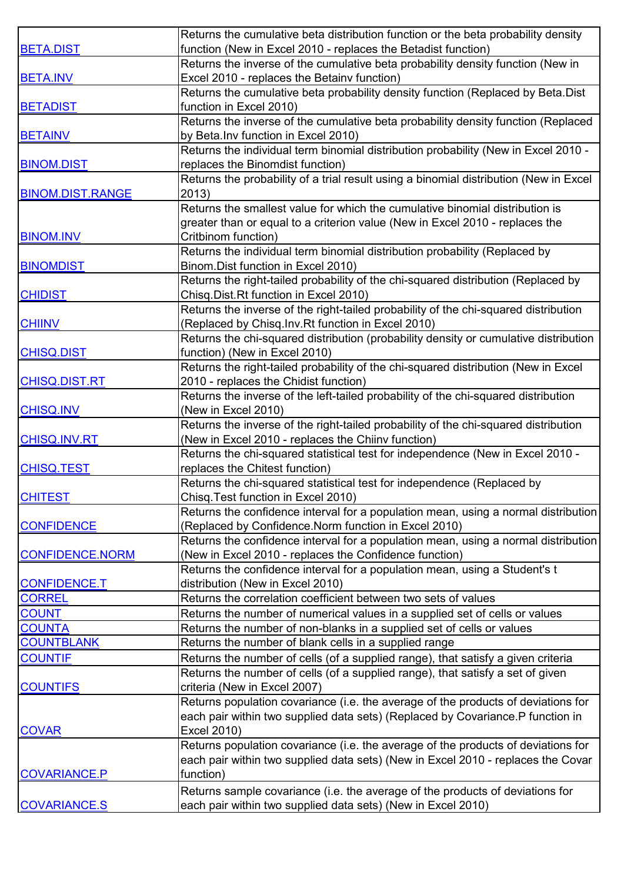| | |
|---|---|
| BETA.DIST | Returns the cumulative beta distribution function or the beta probability density function (New in Excel 2010 - replaces the Betadist function) |
| BETA.INV | Returns the inverse of the cumulative beta probability density function (New in Excel 2010 - replaces the Betainv function) |
| BETADIST | Returns the cumulative beta probability density function (Replaced by Beta.Dist function in Excel 2010) |
| BETAINV | Returns the inverse of the cumulative beta probability density function (Replaced by Beta.Inv function in Excel 2010) |
| BINOM.DIST | Returns the individual term binomial distribution probability (New in Excel 2010 - replaces the Binomdist function) |
| BINOM.DIST.RANGE | Returns the probability of a trial result using a binomial distribution (New in Excel 2013) |
| BINOM.INV | Returns the smallest value for which the cumulative binomial distribution is greater than or equal to a criterion value (New in Excel 2010 - replaces the Critbinom function) |
| BINOMDIST | Returns the individual term binomial distribution probability (Replaced by Binom.Dist function in Excel 2010) |
| CHIDIST | Returns the right-tailed probability of the chi-squared distribution (Replaced by Chisq.Dist.Rt function in Excel 2010) |
| CHIINV | Returns the inverse of the right-tailed probability of the chi-squared distribution (Replaced by Chisq.Inv.Rt function in Excel 2010) |
| CHISQ.DIST | Returns the chi-squared distribution (probability density or cumulative distribution function) (New in Excel 2010) |
| CHISQ.DIST.RT | Returns the right-tailed probability of the chi-squared distribution (New in Excel 2010 - replaces the Chidist function) |
| CHISQ.INV | Returns the inverse of the left-tailed probability of the chi-squared distribution (New in Excel 2010) |
| CHISQ.INV.RT | Returns the inverse of the right-tailed probability of the chi-squared distribution (New in Excel 2010 - replaces the Chiinv function) |
| CHISQ.TEST | Returns the chi-squared statistical test for independence (New in Excel 2010 - replaces the Chitest function) |
| CHITEST | Returns the chi-squared statistical test for independence (Replaced by Chisq.Test function in Excel 2010) |
| CONFIDENCE | Returns the confidence interval for a population mean, using a normal distribution (Replaced by Confidence.Norm function in Excel 2010) |
| CONFIDENCE.NORM | Returns the confidence interval for a population mean, using a normal distribution (New in Excel 2010 - replaces the Confidence function) |
| CONFIDENCE.T | Returns the confidence interval for a population mean, using a Student's t distribution (New in Excel 2010) |
| CORREL | Returns the correlation coefficient between two sets of values |
| COUNT | Returns the number of numerical values in a supplied set of cells or values |
| COUNTA | Returns the number of non-blanks in a supplied set of cells or values |
| COUNTBLANK | Returns the number of blank cells in a supplied range |
| COUNTIF | Returns the number of cells (of a supplied range), that satisfy a given criteria |
| COUNTIFS | Returns the number of cells (of a supplied range), that satisfy a set of given criteria (New in Excel 2007) |
| COVAR | Returns population covariance (i.e. the average of the products of deviations for each pair within two supplied data sets) (Replaced by Covariance.P function in Excel 2010) |
| COVARIANCE.P | Returns population covariance (i.e. the average of the products of deviations for each pair within two supplied data sets) (New in Excel 2010 - replaces the Covar function) |
| COVARIANCE.S | Returns sample covariance (i.e. the average of the products of deviations for each pair within two supplied data sets) (New in Excel 2010) |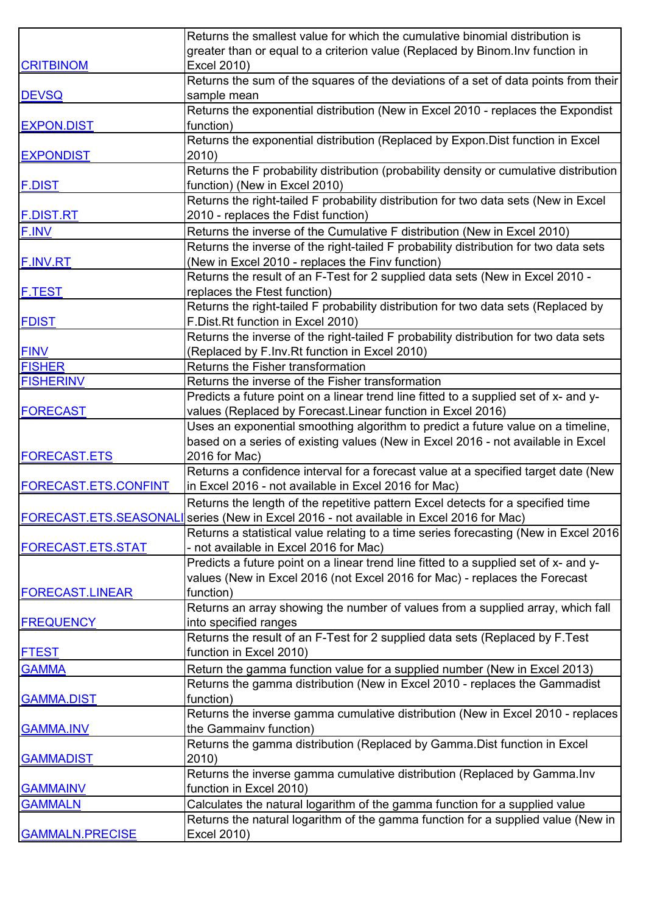| | |
|---|---|
| CRITBINOM | Returns the smallest value for which the cumulative binomial distribution is greater than or equal to a criterion value (Replaced by Binom.Inv function in Excel 2010) |
| DEVSQ | Returns the sum of the squares of the deviations of a set of data points from their sample mean |
| EXPON.DIST | Returns the exponential distribution (New in Excel 2010 - replaces the Expondist function) |
| EXPONDIST | Returns the exponential distribution (Replaced by Expon.Dist function in Excel 2010) |
| F.DIST | Returns the F probability distribution (probability density or cumulative distribution function) (New in Excel 2010) |
| F.DIST.RT | Returns the right-tailed F probability distribution for two data sets (New in Excel 2010 - replaces the Fdist function) |
| F.INV | Returns the inverse of the Cumulative F distribution (New in Excel 2010) |
| F.INV.RT | Returns the inverse of the right-tailed F probability distribution for two data sets (New in Excel 2010 - replaces the Finv function) |
| F.TEST | Returns the result of an F-Test for 2 supplied data sets (New in Excel 2010 - replaces the Ftest function) |
| FDIST | Returns the right-tailed F probability distribution for two data sets (Replaced by F.Dist.Rt function in Excel 2010) |
| FINV | Returns the inverse of the right-tailed F probability distribution for two data sets (Replaced by F.Inv.Rt function in Excel 2010) |
| FISHER | Returns the Fisher transformation |
| FISHERINV | Returns the inverse of the Fisher transformation |
| FORECAST | Predicts a future point on a linear trend line fitted to a supplied set of x- and y-values (Replaced by Forecast.Linear function in Excel 2016) |
| FORECAST.ETS | Uses an exponential smoothing algorithm to predict a future value on a timeline, based on a series of existing values (New in Excel 2016 - not available in Excel 2016 for Mac) |
| FORECAST.ETS.CONFINT | Returns a confidence interval for a forecast value at a specified target date (New in Excel 2016 - not available in Excel 2016 for Mac) |
| FORECAST.ETS.SEASONALI | Returns the length of the repetitive pattern Excel detects for a specified time series (New in Excel 2016 - not available in Excel 2016 for Mac) |
| FORECAST.ETS.STAT | Returns a statistical value relating to a time series forecasting (New in Excel 2016 - not available in Excel 2016 for Mac) |
| FORECAST.LINEAR | Predicts a future point on a linear trend line fitted to a supplied set of x- and y-values (New in Excel 2016 (not Excel 2016 for Mac) - replaces the Forecast function) |
| FREQUENCY | Returns an array showing the number of values from a supplied array, which fall into specified ranges |
| FTEST | Returns the result of an F-Test for 2 supplied data sets (Replaced by F.Test function in Excel 2010) |
| GAMMA | Return the gamma function value for a supplied number (New in Excel 2013) |
| GAMMA.DIST | Returns the gamma distribution (New in Excel 2010 - replaces the Gammadist function) |
| GAMMA.INV | Returns the inverse gamma cumulative distribution (New in Excel 2010 - replaces the Gammainv function) |
| GAMMADIST | Returns the gamma distribution (Replaced by Gamma.Dist function in Excel 2010) |
| GAMMAINV | Returns the inverse gamma cumulative distribution (Replaced by Gamma.Inv function in Excel 2010) |
| GAMMALN | Calculates the natural logarithm of the gamma function for a supplied value |
| GAMMALN.PRECISE | Returns the natural logarithm of the gamma function for a supplied value (New in Excel 2010) |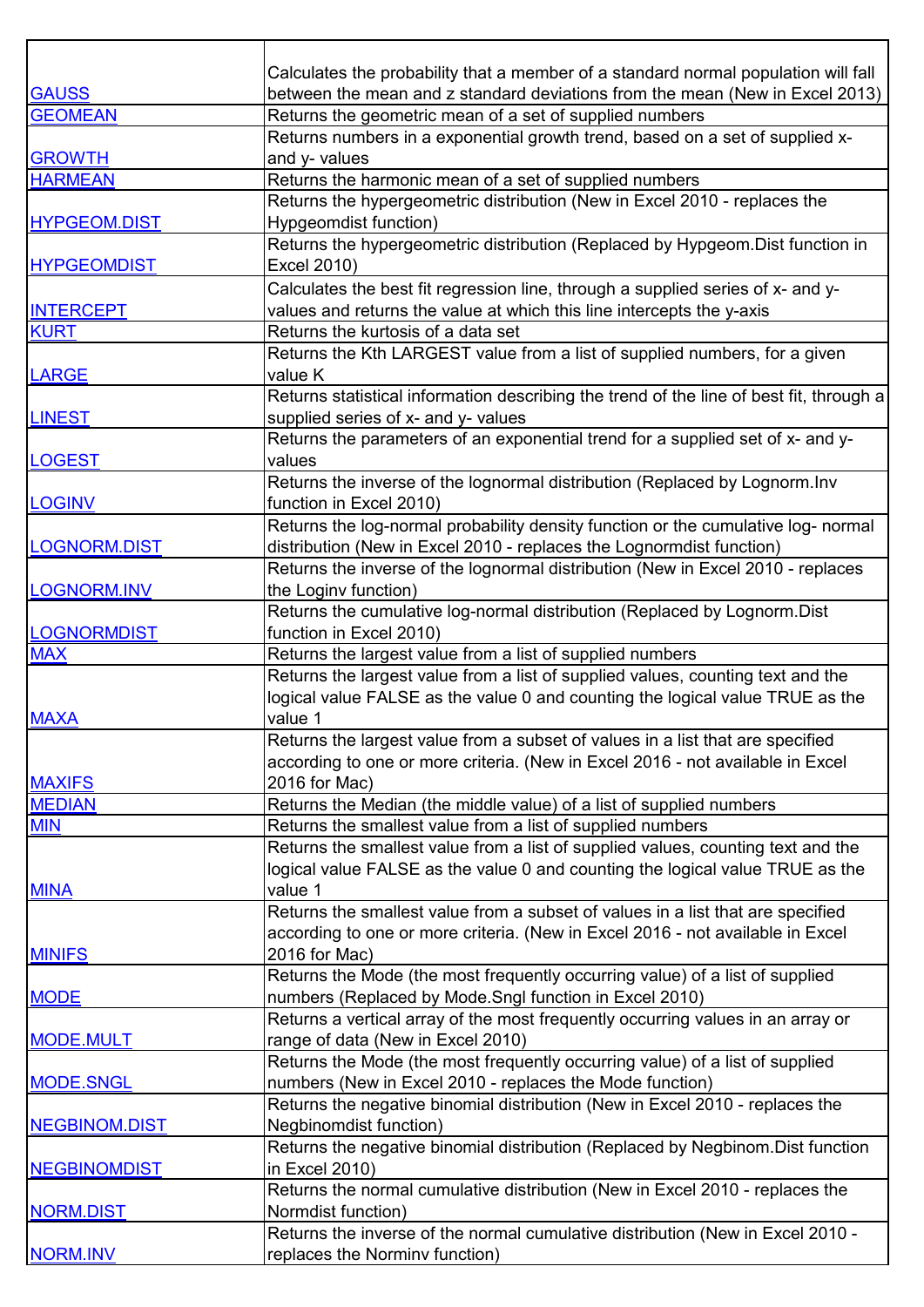| | |
|---|---|
| GAUSS | Calculates the probability that a member of a standard normal population will fall between the mean and z standard deviations from the mean (New in Excel 2013) |
| GEOMEAN | Returns the geometric mean of a set of supplied numbers |
| GROWTH | Returns numbers in a exponential growth trend, based on a set of supplied x- and y- values |
| HARMEAN | Returns the harmonic mean of a set of supplied numbers |
| HYPGEOM.DIST | Returns the hypergeometric distribution (New in Excel 2010 - replaces the Hypgeomdist function) |
| HYPGEOMDIST | Returns the hypergeometric distribution (Replaced by Hypgeom.Dist function in Excel 2010) |
| INTERCEPT | Calculates the best fit regression line, through a supplied series of x- and y- values and returns the value at which this line intercepts the y-axis |
| KURT | Returns the kurtosis of a data set |
| LARGE | Returns the Kth LARGEST value from a list of supplied numbers, for a given value K |
| LINEST | Returns statistical information describing the trend of the line of best fit, through a supplied series of x- and y- values |
| LOGEST | Returns the parameters of an exponential trend for a supplied set of x- and y- values |
| LOGINV | Returns the inverse of the lognormal distribution (Replaced by Lognorm.Inv function in Excel 2010) |
| LOGNORM.DIST | Returns the log-normal probability density function or the cumulative log- normal distribution (New in Excel 2010 - replaces the Lognormdist function) |
| LOGNORM.INV | Returns the inverse of the lognormal distribution (New in Excel 2010 - replaces the Loginv function) |
| LOGNORMDIST | Returns the cumulative log-normal distribution (Replaced by Lognorm.Dist function in Excel 2010) |
| MAX | Returns the largest value from a list of supplied numbers |
| MAXA | Returns the largest value from a list of supplied values, counting text and the logical value FALSE as the value 0 and counting the logical value TRUE as the value 1 |
| MAXIFS | Returns the largest value from a subset of values in a list that are specified according to one or more criteria. (New in Excel 2016 - not available in Excel 2016 for Mac) |
| MEDIAN | Returns the Median (the middle value) of a list of supplied numbers |
| MIN | Returns the smallest value from a list of supplied numbers |
| MINA | Returns the smallest value from a list of supplied values, counting text and the logical value FALSE as the value 0 and counting the logical value TRUE as the value 1 |
| MINIFS | Returns the smallest value from a subset of values in a list that are specified according to one or more criteria. (New in Excel 2016 - not available in Excel 2016 for Mac) |
| MODE | Returns the Mode (the most frequently occurring value) of a list of supplied numbers (Replaced by Mode.Sngl function in Excel 2010) |
| MODE.MULT | Returns a vertical array of the most frequently occurring values in an array or range of data (New in Excel 2010) |
| MODE.SNGL | Returns the Mode (the most frequently occurring value) of a list of supplied numbers (New in Excel 2010 - replaces the Mode function) |
| NEGBINOM.DIST | Returns the negative binomial distribution (New in Excel 2010 - replaces the Negbinomdist function) |
| NEGBINOMDIST | Returns the negative binomial distribution (Replaced by Negbinom.Dist function in Excel 2010) |
| NORM.DIST | Returns the normal cumulative distribution (New in Excel 2010 - replaces the Normdist function) |
| NORM.INV | Returns the inverse of the normal cumulative distribution (New in Excel 2010 - replaces the Norminv function) |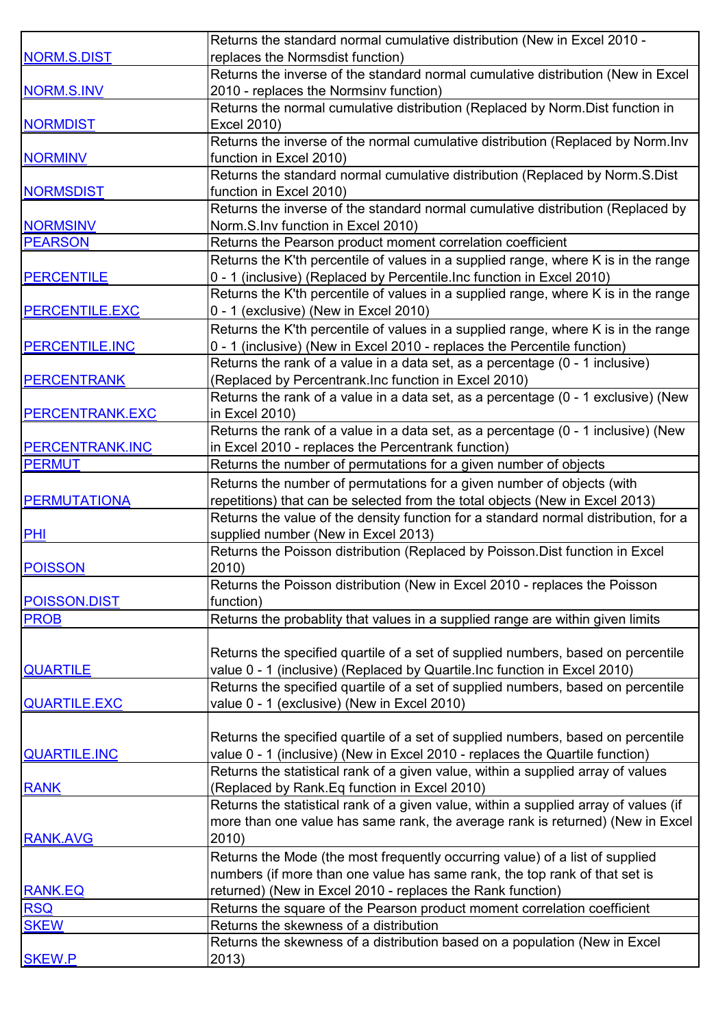| | |
|---|---|
| NORM.S.DIST | Returns the standard normal cumulative distribution (New in Excel 2010 - replaces the Normsdist function) |
| NORM.S.INV | Returns the inverse of the standard normal cumulative distribution (New in Excel 2010 - replaces the Normsinv function) |
| NORMDIST | Returns the normal cumulative distribution (Replaced by Norm.Dist function in Excel 2010) |
| NORMINV | Returns the inverse of the normal cumulative distribution (Replaced by Norm.Inv function in Excel 2010) |
| NORMSDIST | Returns the standard normal cumulative distribution (Replaced by Norm.S.Dist function in Excel 2010) |
| NORMSINV | Returns the inverse of the standard normal cumulative distribution (Replaced by Norm.S.Inv function in Excel 2010) |
| PEARSON | Returns the Pearson product moment correlation coefficient |
| PERCENTILE | Returns the K'th percentile of values in a supplied range, where K is in the range 0 - 1 (inclusive) (Replaced by Percentile.Inc function in Excel 2010) |
| PERCENTILE.EXC | Returns the K'th percentile of values in a supplied range, where K is in the range 0 - 1 (exclusive) (New in Excel 2010) |
| PERCENTILE.INC | Returns the K'th percentile of values in a supplied range, where K is in the range 0 - 1 (inclusive) (New in Excel 2010 - replaces the Percentile function) |
| PERCENTRANK | Returns the rank of a value in a data set, as a percentage (0 - 1 inclusive) (Replaced by Percentrank.Inc function in Excel 2010) |
| PERCENTRANK.EXC | Returns the rank of a value in a data set, as a percentage (0 - 1 exclusive) (New in Excel 2010) |
| PERCENTRANK.INC | Returns the rank of a value in a data set, as a percentage (0 - 1 inclusive) (New in Excel 2010 - replaces the Percentrank function) |
| PERMUT | Returns the number of permutations for a given number of objects |
| PERMUTATIONA | Returns the number of permutations for a given number of objects (with repetitions) that can be selected from the total objects (New in Excel 2013) |
| PHI | Returns the value of the density function for a standard normal distribution, for a supplied number (New in Excel 2013) |
| POISSON | Returns the Poisson distribution (Replaced by Poisson.Dist function in Excel 2010) |
| POISSON.DIST | Returns the Poisson distribution (New in Excel 2010 - replaces the Poisson function) |
| PROB | Returns the probablity that values in a supplied range are within given limits |
| QUARTILE | Returns the specified quartile of a set of supplied numbers, based on percentile value 0 - 1 (inclusive) (Replaced by Quartile.Inc function in Excel 2010) |
| QUARTILE.EXC | Returns the specified quartile of a set of supplied numbers, based on percentile value 0 - 1 (exclusive) (New in Excel 2010) |
| QUARTILE.INC | Returns the specified quartile of a set of supplied numbers, based on percentile value 0 - 1 (inclusive) (New in Excel 2010 - replaces the Quartile function) |
| RANK | Returns the statistical rank of a given value, within a supplied array of values (Replaced by Rank.Eq function in Excel 2010) |
| RANK.AVG | Returns the statistical rank of a given value, within a supplied array of values (if more than one value has same rank, the average rank is returned) (New in Excel 2010) |
| RANK.EQ | Returns the Mode (the most frequently occurring value) of a list of supplied numbers (if more than one value has same rank, the top rank of that set is returned) (New in Excel 2010 - replaces the Rank function) |
| RSQ | Returns the square of the Pearson product moment correlation coefficient |
| SKEW | Returns the skewness of a distribution |
| SKEW.P | Returns the skewness of a distribution based on a population (New in Excel 2013) |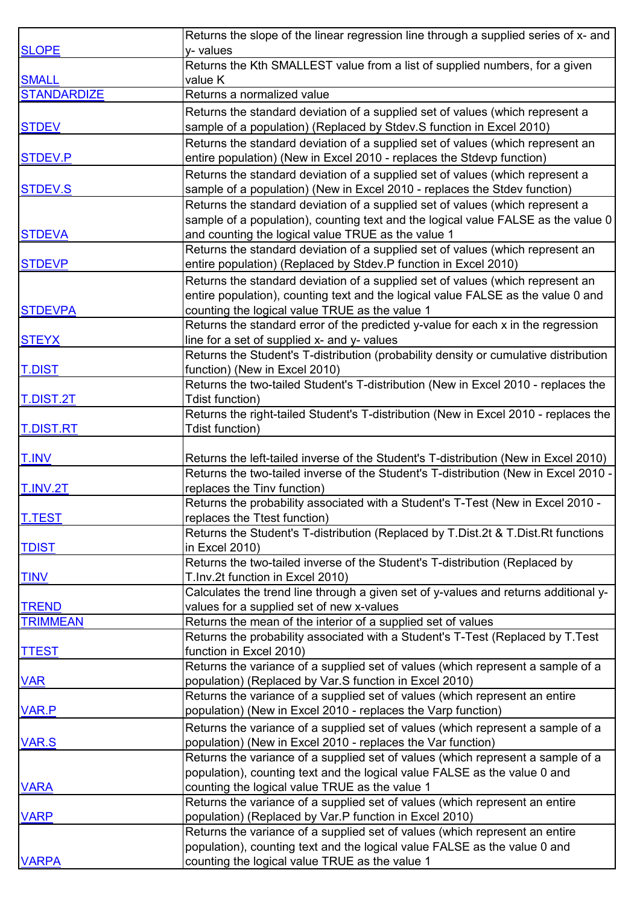| | |
|---|---|
| SLOPE | Returns the slope of the linear regression line through a supplied series of x- and y- values |
| SMALL | Returns the Kth SMALLEST value from a list of supplied numbers, for a given value K |
| STANDARDIZE | Returns a normalized value |
| STDEV | Returns the standard deviation of a supplied set of values (which represent a sample of a population) (Replaced by Stdev.S function in Excel 2010) |
| STDEV.P | Returns the standard deviation of a supplied set of values (which represent an entire population) (New in Excel 2010 - replaces the Stdevp function) |
| STDEV.S | Returns the standard deviation of a supplied set of values (which represent a sample of a population) (New in Excel 2010 - replaces the Stdev function) |
| STDEVA | Returns the standard deviation of a supplied set of values (which represent a sample of a population), counting text and the logical value FALSE as the value 0 and counting the logical value TRUE as the value 1 |
| STDEVP | Returns the standard deviation of a supplied set of values (which represent an entire population) (Replaced by Stdev.P function in Excel 2010) |
| STDEVPA | Returns the standard deviation of a supplied set of values (which represent an entire population), counting text and the logical value FALSE as the value 0 and counting the logical value TRUE as the value 1 |
| STEYX | Returns the standard error of the predicted y-value for each x in the regression line for a set of supplied x- and y- values |
| T.DIST | Returns the Student's T-distribution (probability density or cumulative distribution function) (New in Excel 2010) |
| T.DIST.2T | Returns the two-tailed Student's T-distribution (New in Excel 2010 - replaces the Tdist function) |
| T.DIST.RT | Returns the right-tailed Student's T-distribution (New in Excel 2010 - replaces the Tdist function) |
| T.INV | Returns the left-tailed inverse of the Student's T-distribution (New in Excel 2010) |
| T.INV.2T | Returns the two-tailed inverse of the Student's T-distribution (New in Excel 2010 - replaces the Tinv function) |
| T.TEST | Returns the probability associated with a Student's T-Test (New in Excel 2010 - replaces the Ttest function) |
| TDIST | Returns the Student's T-distribution (Replaced by T.Dist.2t & T.Dist.Rt functions in Excel 2010) |
| TINV | Returns the two-tailed inverse of the Student's T-distribution (Replaced by T.Inv.2t function in Excel 2010) |
| TREND | Calculates the trend line through a given set of y-values and returns additional y-values for a supplied set of new x-values |
| TRIMMEAN | Returns the mean of the interior of a supplied set of values |
| TTEST | Returns the probability associated with a Student's T-Test (Replaced by T.Test function in Excel 2010) |
| VAR | Returns the variance of a supplied set of values (which represent a sample of a population) (Replaced by Var.S function in Excel 2010) |
| VAR.P | Returns the variance of a supplied set of values (which represent an entire population) (New in Excel 2010 - replaces the Varp function) |
| VAR.S | Returns the variance of a supplied set of values (which represent a sample of a population) (New in Excel 2010 - replaces the Var function) |
| VARA | Returns the variance of a supplied set of values (which represent a sample of a population), counting text and the logical value FALSE as the value 0 and counting the logical value TRUE as the value 1 |
| VARP | Returns the variance of a supplied set of values (which represent an entire population) (Replaced by Var.P function in Excel 2010) |
| VARPA | Returns the variance of a supplied set of values (which represent an entire population), counting text and the logical value FALSE as the value 0 and counting the logical value TRUE as the value 1 |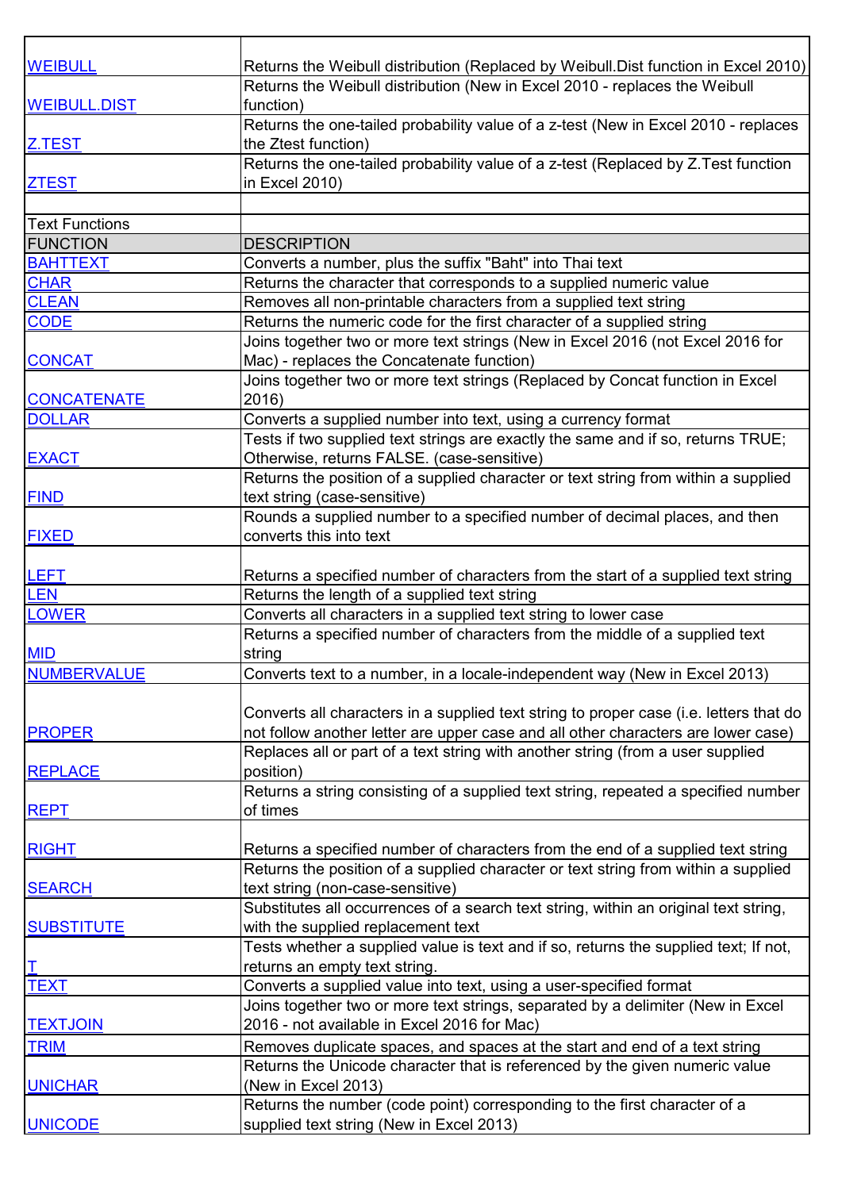| | |
|---|---|
| WEIBULL | Returns the Weibull distribution (Replaced by Weibull.Dist function in Excel 2010) |
| WEIBULL.DIST | Returns the Weibull distribution (New in Excel 2010 - replaces the Weibull function) |
| Z.TEST | Returns the one-tailed probability value of a z-test (New in Excel 2010 - replaces the Ztest function) |
| ZTEST | Returns the one-tailed probability value of a z-test (Replaced by Z.Test function in Excel 2010) |

Text Functions

| FUNCTION | DESCRIPTION |
|---|---|
| BAHTTEXT | Converts a number, plus the suffix "Baht" into Thai text |
| CHAR | Returns the character that corresponds to a supplied numeric value |
| CLEAN | Removes all non-printable characters from a supplied text string |
| CODE | Returns the numeric code for the first character of a supplied string |
| CONCAT | Joins together two or more text strings (New in Excel 2016 (not Excel 2016 for Mac) - replaces the Concatenate function) |
| CONCATENATE | Joins together two or more text strings (Replaced by Concat function in Excel 2016) |
| DOLLAR | Converts a supplied number into text, using a currency format |
| EXACT | Tests if two supplied text strings are exactly the same and if so, returns TRUE; Otherwise, returns FALSE. (case-sensitive) |
| FIND | Returns the position of a supplied character or text string from within a supplied text string (case-sensitive) |
| FIXED | Rounds a supplied number to a specified number of decimal places, and then converts this into text |
| LEFT | Returns a specified number of characters from the start of a supplied text string |
| LEN | Returns the length of a supplied text string |
| LOWER | Converts all characters in a supplied text string to lower case |
| MID | Returns a specified number of characters from the middle of a supplied text string |
| NUMBERVALUE | Converts text to a number, in a locale-independent way (New in Excel 2013) |
| PROPER | Converts all characters in a supplied text string to proper case (i.e. letters that do not follow another letter are upper case and all other characters are lower case) |
| REPLACE | Replaces all or part of a text string with another string (from a user supplied position) |
| REPT | Returns a string consisting of a supplied text string, repeated a specified number of times |
| RIGHT | Returns a specified number of characters from the end of a supplied text string |
| SEARCH | Returns the position of a supplied character or text string from within a supplied text string (non-case-sensitive) |
| SUBSTITUTE | Substitutes all occurrences of a search text string, within an original text string, with the supplied replacement text |
| T | Tests whether a supplied value is text and if so, returns the supplied text; If not, returns an empty text string. |
| TEXT | Converts a supplied value into text, using a user-specified format |
| TEXTJOIN | Joins together two or more text strings, separated by a delimiter (New in Excel 2016 - not available in Excel 2016 for Mac) |
| TRIM | Removes duplicate spaces, and spaces at the start and end of a text string |
| UNICHAR | Returns the Unicode character that is referenced by the given numeric value (New in Excel 2013) |
| UNICODE | Returns the number (code point) corresponding to the first character of a supplied text string (New in Excel 2013) |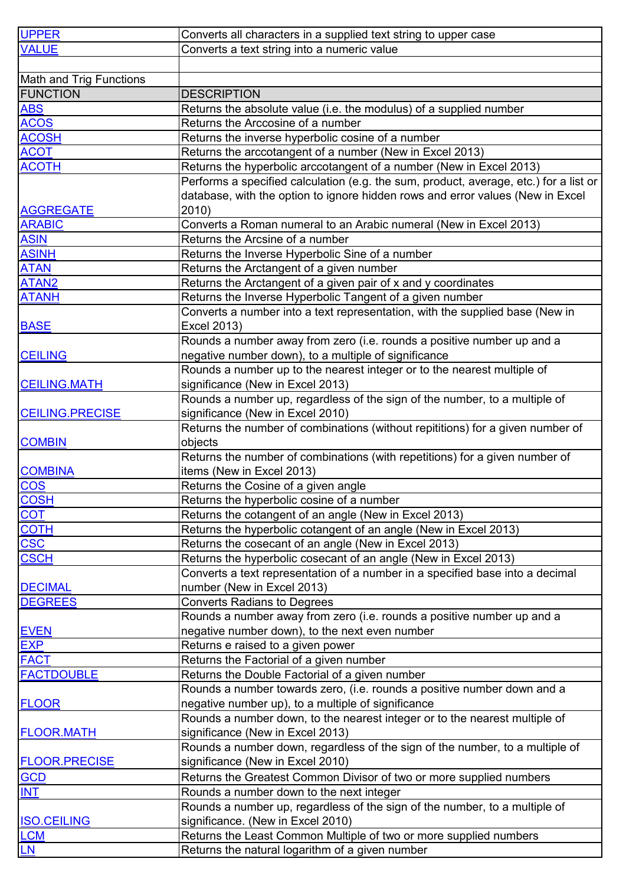| | |
|---|---|
| UPPER | Converts all characters in a supplied text string to upper case |
| VALUE | Converts a text string into a numeric value |
| | |
| Math and Trig Functions | |
| FUNCTION | DESCRIPTION |
| ABS | Returns the absolute value (i.e. the modulus) of a supplied number |
| ACOS | Returns the Arccosine of a number |
| ACOSH | Returns the inverse hyperbolic cosine of a number |
| ACOT | Returns the arccotangent of a number (New in Excel 2013) |
| ACOTH | Returns the hyperbolic arccotangent of a number (New in Excel 2013) |
| AGGREGATE | Performs a specified calculation (e.g. the sum, product, average, etc.) for a list or database, with the option to ignore hidden rows and error values (New in Excel 2010) |
| ARABIC | Converts a Roman numeral to an Arabic numeral (New in Excel 2013) |
| ASIN | Returns the Arcsine of a number |
| ASINH | Returns the Inverse Hyperbolic Sine of a number |
| ATAN | Returns the Arctangent of a given number |
| ATAN2 | Returns the Arctangent of a given pair of x and y coordinates |
| ATANH | Returns the Inverse Hyperbolic Tangent of a given number |
| BASE | Converts a number into a text representation, with the supplied base (New in Excel 2013) |
| CEILING | Rounds a number away from zero (i.e. rounds a positive number up and a negative number down), to a multiple of significance |
| CEILING.MATH | Rounds a number up to the nearest integer or to the nearest multiple of significance (New in Excel 2013) |
| CEILING.PRECISE | Rounds a number up, regardless of the sign of the number, to a multiple of significance (New in Excel 2010) |
| COMBIN | Returns the number of combinations (without repititions) for a given number of objects |
| COMBINA | Returns the number of combinations (with repetitions) for a given number of items (New in Excel 2013) |
| COS | Returns the Cosine of a given angle |
| COSH | Returns the hyperbolic cosine of a number |
| COT | Returns the cotangent of an angle (New in Excel 2013) |
| COTH | Returns the hyperbolic cotangent of an angle (New in Excel 2013) |
| CSC | Returns the cosecant of an angle (New in Excel 2013) |
| CSCH | Returns the hyperbolic cosecant of an angle (New in Excel 2013) |
| DECIMAL | Converts a text representation of a number in a specified base into a decimal number (New in Excel 2013) |
| DEGREES | Converts Radians to Degrees |
| EVEN | Rounds a number away from zero (i.e. rounds a positive number up and a negative number down), to the next even number |
| EXP | Returns e raised to a given power |
| FACT | Returns the Factorial of a given number |
| FACTDOUBLE | Returns the Double Factorial of a given number |
| FLOOR | Rounds a number towards zero, (i.e. rounds a positive number down and a negative number up), to a multiple of significance |
| FLOOR.MATH | Rounds a number down, to the nearest integer or to the nearest multiple of significance (New in Excel 2013) |
| FLOOR.PRECISE | Rounds a number down, regardless of the sign of the number, to a multiple of significance (New in Excel 2010) |
| GCD | Returns the Greatest Common Divisor of two or more supplied numbers |
| INT | Rounds a number down to the next integer |
| ISO.CEILING | Rounds a number up, regardless of the sign of the number, to a multiple of significance. (New in Excel 2010) |
| LCM | Returns the Least Common Multiple of two or more supplied numbers |
| LN | Returns the natural logarithm of a given number |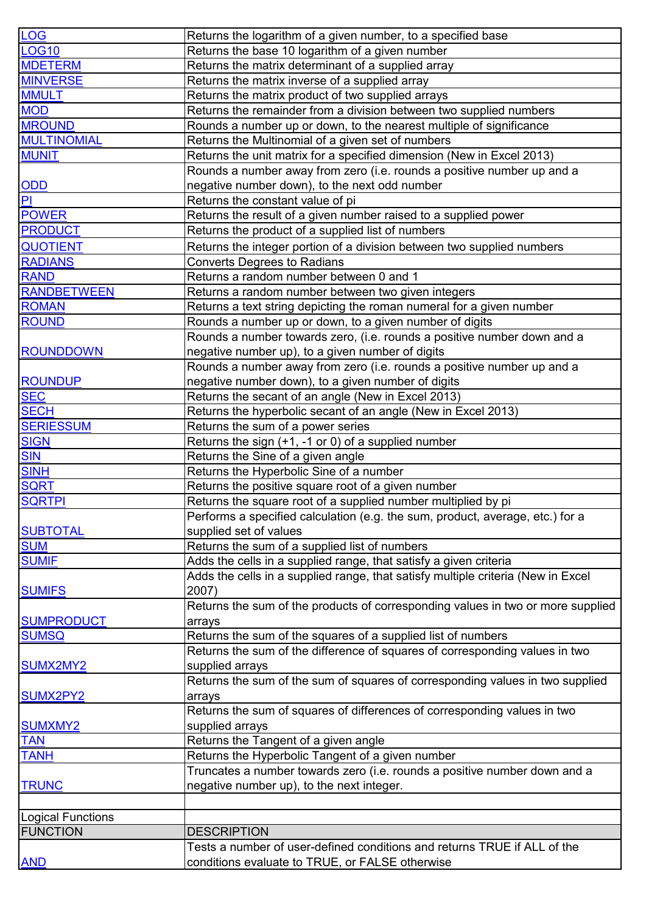| | |
|---|---|
| LOG | Returns the logarithm of a given number, to a specified base |
| LOG10 | Returns the base 10 logarithm of a given number |
| MDETERM | Returns the matrix determinant of a supplied array |
| MINVERSE | Returns the matrix inverse of a supplied array |
| MMULT | Returns the matrix product of two supplied arrays |
| MOD | Returns the remainder from a division between two supplied numbers |
| MROUND | Rounds a number up or down, to the nearest multiple of significance |
| MULTINOMIAL | Returns the Multinomial of a given set of numbers |
| MUNIT | Returns the unit matrix for a specified dimension (New in Excel 2013) |
| ODD | Rounds a number away from zero (i.e. rounds a positive number up and a negative number down), to the next odd number |
| PI | Returns the constant value of pi |
| POWER | Returns the result of a given number raised to a supplied power |
| PRODUCT | Returns the product of a supplied list of numbers |
| QUOTIENT | Returns the integer portion of a division between two supplied numbers |
| RADIANS | Converts Degrees to Radians |
| RAND | Returns a random number between 0 and 1 |
| RANDBETWEEN | Returns a random number between two given integers |
| ROMAN | Returns a text string depicting the roman numeral for a given number |
| ROUND | Rounds a number up or down, to a given number of digits |
| ROUNDDOWN | Rounds a number towards zero, (i.e. rounds a positive number down and a negative number up), to a given number of digits |
| ROUNDUP | Rounds a number away from zero (i.e. rounds a positive number up and a negative number down), to a given number of digits |
| SEC | Returns the secant of an angle (New in Excel 2013) |
| SECH | Returns the hyperbolic secant of an angle (New in Excel 2013) |
| SERIESSUM | Returns the sum of a power series |
| SIGN | Returns the sign (+1, -1 or 0) of a supplied number |
| SIN | Returns the Sine of a given angle |
| SINH | Returns the Hyperbolic Sine of a number |
| SQRT | Returns the positive square root of a given number |
| SQRTPI | Returns the square root of a supplied number multiplied by pi |
| SUBTOTAL | Performs a specified calculation (e.g. the sum, product, average, etc.) for a supplied set of values |
| SUM | Returns the sum of a supplied list of numbers |
| SUMIF | Adds the cells in a supplied range, that satisfy a given criteria |
| SUMIFS | Adds the cells in a supplied range, that satisfy multiple criteria (New in Excel 2007) |
| SUMPRODUCT | Returns the sum of the products of corresponding values in two or more supplied arrays |
| SUMSQ | Returns the sum of the squares of a supplied list of numbers |
| SUMX2MY2 | Returns the sum of the difference of squares of corresponding values in two supplied arrays |
| SUMX2PY2 | Returns the sum of the sum of squares of corresponding values in two supplied arrays |
| SUMXMY2 | Returns the sum of squares of differences of corresponding values in two supplied arrays |
| TAN | Returns the Tangent of a given angle |
| TANH | Returns the Hyperbolic Tangent of a given number |
| TRUNC | Truncates a number towards zero (i.e. rounds a positive number down and a negative number up), to the next integer. |
| | |
| Logical Functions | |
| FUNCTION | DESCRIPTION |
| AND | Tests a number of user-defined conditions and returns TRUE if ALL of the conditions evaluate to TRUE, or FALSE otherwise |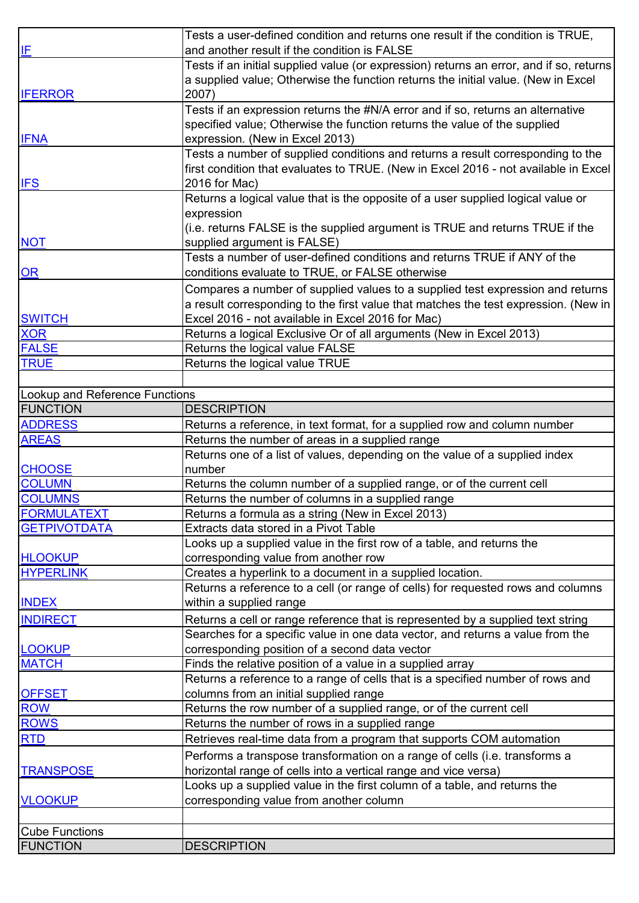| | |
|---|---|
| IF | Tests a user-defined condition and returns one result if the condition is TRUE, and another result if the condition is FALSE |
| IFERROR | Tests if an initial supplied value (or expression) returns an error, and if so, returns a supplied value; Otherwise the function returns the initial value. (New in Excel 2007) |
| IFNA | Tests if an expression returns the #N/A error and if so, returns an alternative specified value; Otherwise the function returns the value of the supplied expression. (New in Excel 2013) |
| IFS | Tests a number of supplied conditions and returns a result corresponding to the first condition that evaluates to TRUE. (New in Excel 2016 - not available in Excel 2016 for Mac) |
| NOT | Returns a logical value that is the opposite of a user supplied logical value or expression (i.e. returns FALSE is the supplied argument is TRUE and returns TRUE if the supplied argument is FALSE) |
| OR | Tests a number of user-defined conditions and returns TRUE if ANY of the conditions evaluate to TRUE, or FALSE otherwise |
| SWITCH | Compares a number of supplied values to a supplied test expression and returns a result corresponding to the first value that matches the test expression. (New in Excel 2016 - not available in Excel 2016 for Mac) |
| XOR | Returns a logical Exclusive Or of all arguments (New in Excel 2013) |
| FALSE | Returns the logical value FALSE |
| TRUE | Returns the logical value TRUE |

Lookup and Reference Functions

| FUNCTION | DESCRIPTION |
|---|---|
| ADDRESS | Returns a reference, in text format, for a supplied row and column number |
| AREAS | Returns the number of areas in a supplied range |
| CHOOSE | Returns one of a list of values, depending on the value of a supplied index number |
| COLUMN | Returns the column number of a supplied range, or of the current cell |
| COLUMNS | Returns the number of columns in a supplied range |
| FORMULATEXT | Returns a formula as a string (New in Excel 2013) |
| GETPIVOTDATA | Extracts data stored in a Pivot Table |
| HLOOKUP | Looks up a supplied value in the first row of a table, and returns the corresponding value from another row |
| HYPERLINK | Creates a hyperlink to a document in a supplied location. |
| INDEX | Returns a reference to a cell (or range of cells) for requested rows and columns within a supplied range |
| INDIRECT | Returns a cell or range reference that is represented by a supplied text string |
| LOOKUP | Searches for a specific value in one data vector, and returns a value from the corresponding position of a second data vector |
| MATCH | Finds the relative position of a value in a supplied array |
| OFFSET | Returns a reference to a range of cells that is a specified number of rows and columns from an initial supplied range |
| ROW | Returns the row number of a supplied range, or of the current cell |
| ROWS | Returns the number of rows in a supplied range |
| RTD | Retrieves real-time data from a program that supports COM automation |
| TRANSPOSE | Performs a transpose transformation on a range of cells (i.e. transforms a horizontal range of cells into a vertical range and vice versa) |
| VLOOKUP | Looks up a supplied value in the first column of a table, and returns the corresponding value from another column |

Cube Functions

| FUNCTION | DESCRIPTION |
|---|---|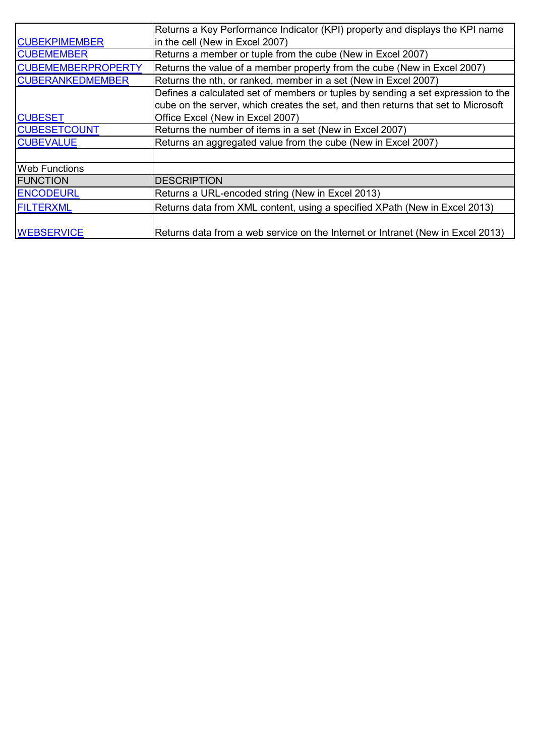| | |
|---|---|
| CUBEKPIMEMBER | Returns a Key Performance Indicator (KPI) property and displays the KPI name in the cell (New in Excel 2007) |
| CUBEMEMBER | Returns a member or tuple from the cube (New in Excel 2007) |
| CUBEMEMBERPROPERTY | Returns the value of a member property from the cube (New in Excel 2007) |
| CUBERANKEDMEMBER | Returns the nth, or ranked, member in a set (New in Excel 2007) |
| CUBESET | Defines a calculated set of members or tuples by sending a set expression to the cube on the server, which creates the set, and then returns that set to Microsoft Office Excel (New in Excel 2007) |
| CUBESETCOUNT | Returns the number of items in a set (New in Excel 2007) |
| CUBEVALUE | Returns an aggregated value from the cube (New in Excel 2007) |
| | |
| Web Functions | |
| FUNCTION | DESCRIPTION |
| ENCODEURL | Returns a URL-encoded string (New in Excel 2013) |
| FILTERXML | Returns data from XML content, using a specified XPath (New in Excel 2013) |
| WEBSERVICE | Returns data from a web service on the Internet or Intranet (New in Excel 2013) |